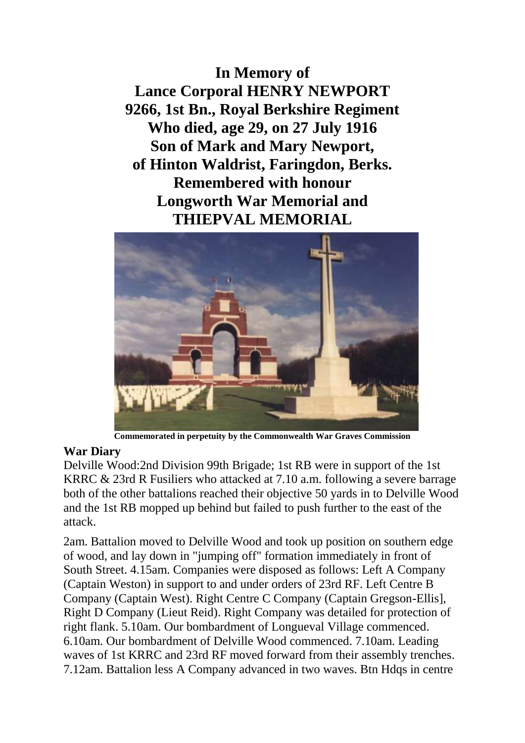**In Memory of**
**Lance Corporal HENRY NEWPORT**
**9266, 1st Bn., Royal Berkshire Regiment**
**Who died, age 29, on 27 July 1916**
**Son of Mark and Mary Newport,**
**of Hinton Waldrist, Faringdon, Berks.**
**Remembered with honour**
**Longworth War Memorial and**
**THIEPVAL MEMORIAL**

**Commemorated in perpetuity by the Commonwealth War Graves Commission**

**War Diary**

Delville Wood:2nd Division 99th Brigade; 1st RB were in support of the 1st KRRC & 23rd R Fusiliers who attacked at 7.10 a.m. following a severe barrage both of the other battalions reached their objective 50 yards in to Delville Wood and the 1st RB mopped up behind but failed to push further to the east of the attack.

2am. Battalion moved to Delville Wood and took up position on southern edge of wood, and lay down in "jumping off" formation immediately in front of South Street. 4.15am. Companies were disposed as follows: Left A Company (Captain Weston) in support to and under orders of 23rd RF. Left Centre B Company (Captain West). Right Centre C Company (Captain Gregson-Ellis], Right D Company (Lieut Reid). Right Company was detailed for protection of right flank. 5.10am. Our bombardment of Longueval Village commenced. 6.10am. Our bombardment of Delville Wood commenced. 7.10am. Leading waves of 1st KRRC and 23rd RF moved forward from their assembly trenches. 7.12am. Battalion less A Company advanced in two waves. Btn Hdqs in centre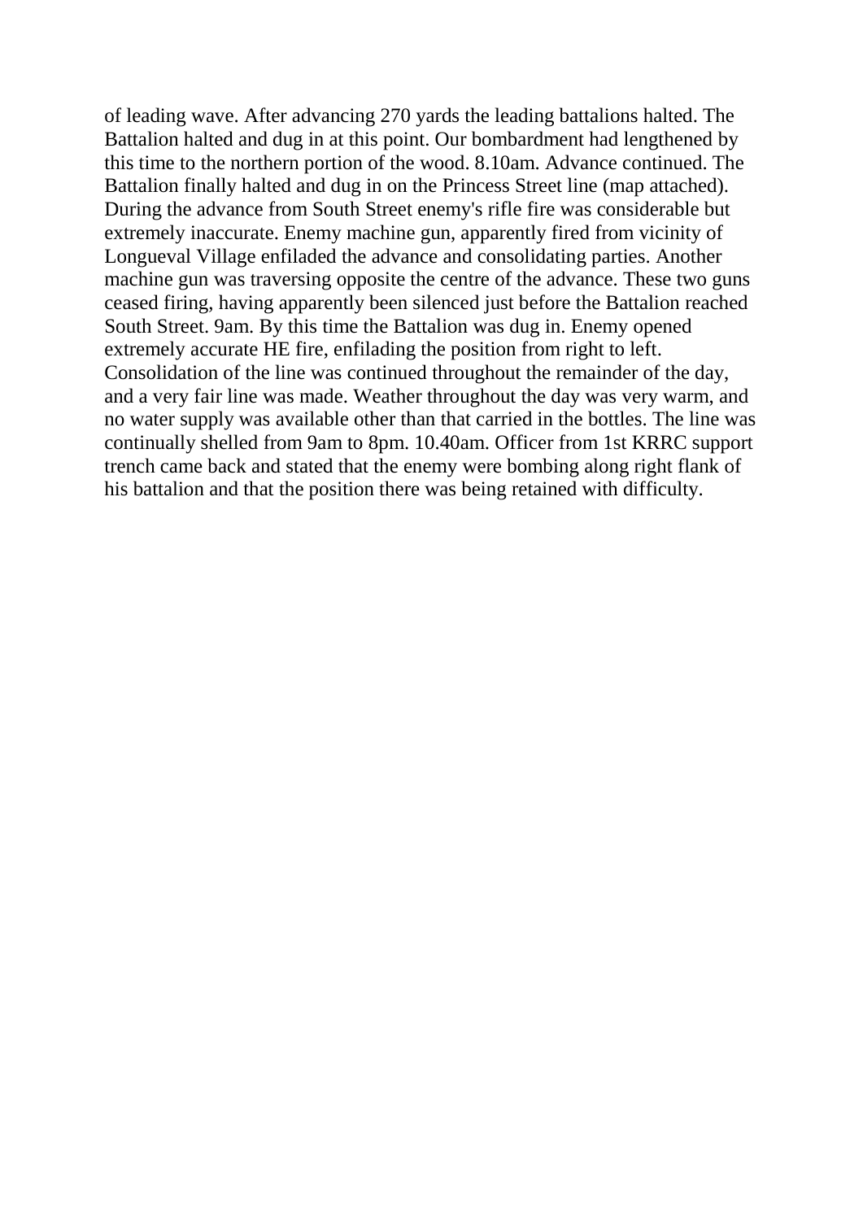of leading wave. After advancing 270 yards the leading battalions halted. The Battalion halted and dug in at this point. Our bombardment had lengthened by this time to the northern portion of the wood. 8.10am. Advance continued. The Battalion finally halted and dug in on the Princess Street line (map attached). During the advance from South Street enemy's rifle fire was considerable but extremely inaccurate. Enemy machine gun, apparently fired from vicinity of Longueval Village enfiladed the advance and consolidating parties. Another machine gun was traversing opposite the centre of the advance. These two guns ceased firing, having apparently been silenced just before the Battalion reached South Street. 9am. By this time the Battalion was dug in. Enemy opened extremely accurate HE fire, enfilading the position from right to left. Consolidation of the line was continued throughout the remainder of the day, and a very fair line was made. Weather throughout the day was very warm, and no water supply was available other than that carried in the bottles. The line was continually shelled from 9am to 8pm. 10.40am. Officer from 1st KRRC support trench came back and stated that the enemy were bombing along right flank of his battalion and that the position there was being retained with difficulty.